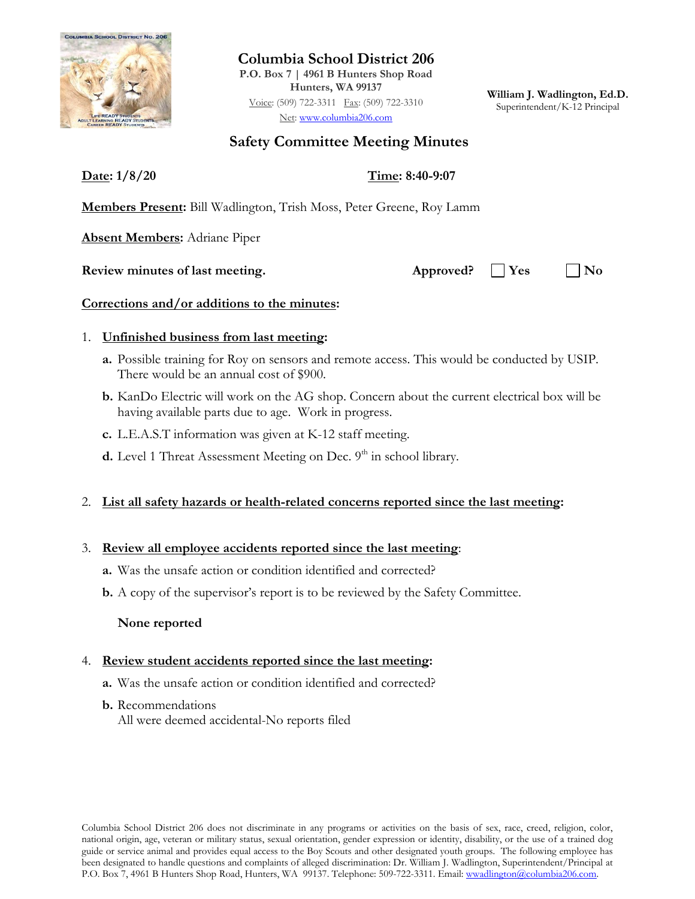# Columbia School District 206

**P.O. Box 7 | 4961 B Hunters Shop Road**
**Hunters, WA 99137**
Voice: (509) 722-3311 Fax: (509) 722-3310
Net: www.columbia206.com

**William J. Wadlington, Ed.D.**
Superintendent/K-12 Principal

## Safety Committee Meeting Minutes

**Date: 1/8/20** **Time: 8:40-9:07**

**Members Present:** Bill Wadlington, Trish Moss, Peter Greene, Roy Lamm

**Absent Members:** Adriane Piper

**Review minutes of last meeting.** **Approved?** ☐ **Yes** ☐ **No**

**Corrections and/or additions to the minutes:**

1. **Unfinished business from last meeting:**
   - **a.** Possible training for Roy on sensors and remote access. This would be conducted by USIP. There would be an annual cost of $900.
   - **b.** KanDo Electric will work on the AG shop. Concern about the current electrical box will be having available parts due to age. Work in progress.
   - **c.** L.E.A.S.T information was given at K-12 staff meeting.
   - **d.** Level 1 Threat Assessment Meeting on Dec. 9th in school library.

2. **List all safety hazards or health-related concerns reported since the last meeting:**

3. **Review all employee accidents reported since the last meeting:**
   - **a.** Was the unsafe action or condition identified and corrected?
   - **b.** A copy of the supervisor's report is to be reviewed by the Safety Committee.

   **None reported**

4. **Review student accidents reported since the last meeting:**
   - **a.** Was the unsafe action or condition identified and corrected?
   - **b.** Recommendations
     All were deemed accidental-No reports filed

Columbia School District 206 does not discriminate in any programs or activities on the basis of sex, race, creed, religion, color, national origin, age, veteran or military status, sexual orientation, gender expression or identity, disability, or the use of a trained dog guide or service animal and provides equal access to the Boy Scouts and other designated youth groups. The following employee has been designated to handle questions and complaints of alleged discrimination: Dr. William J. Wadlington, Superintendent/Principal at P.O. Box 7, 4961 B Hunters Shop Road, Hunters, WA 99137. Telephone: 509-722-3311. Email: wwadlington@columbia206.com.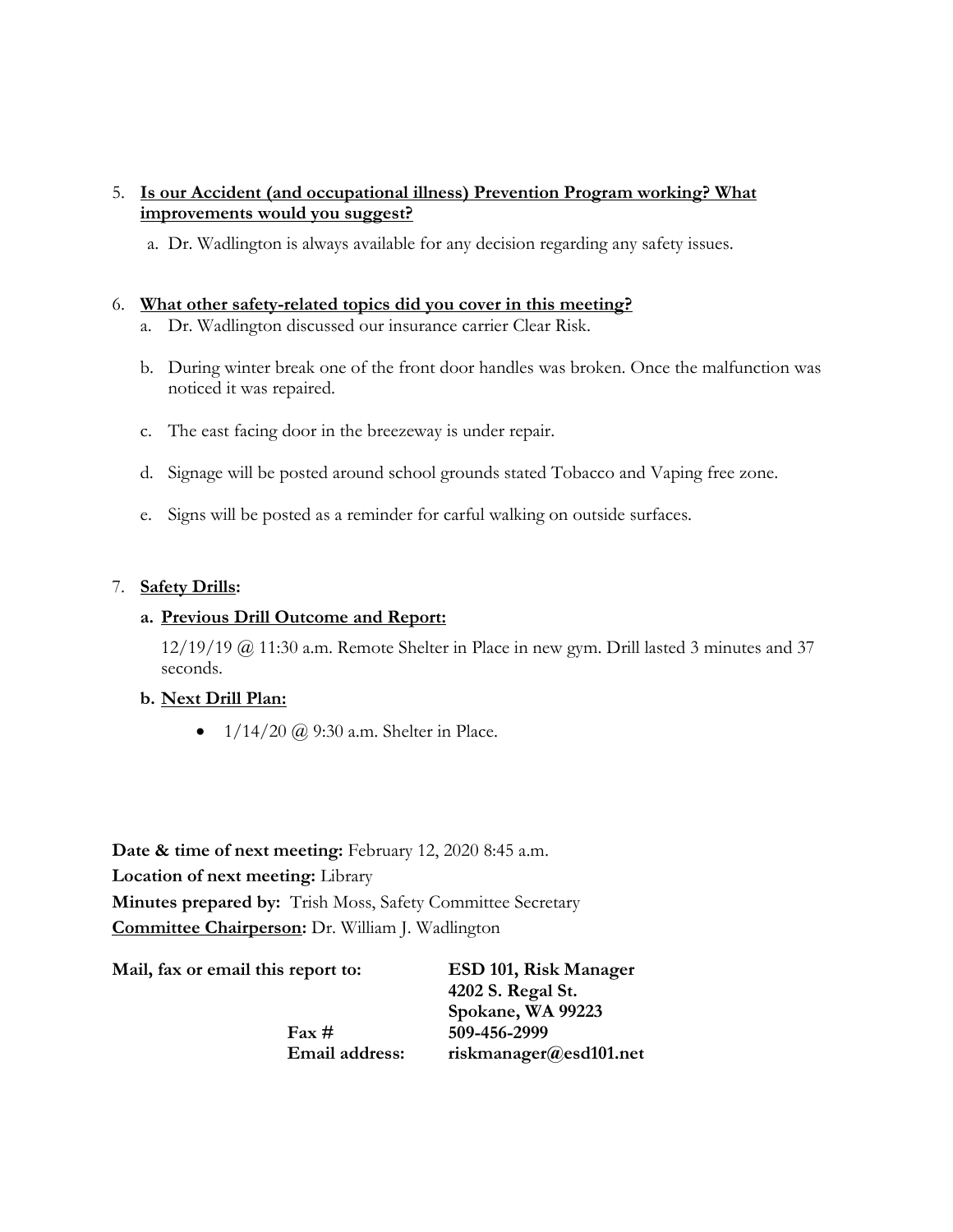5. **<u>Is our Accident (and occupational illness) Prevention Program working? What improvements would you suggest?</u>**

   a. Dr. Wadlington is always available for any decision regarding any safety issues.

6. **<u>What other safety-related topics did you cover in this meeting?</u>**

   a. Dr. Wadlington discussed our insurance carrier Clear Risk.

   b. During winter break one of the front door handles was broken. Once the malfunction was noticed it was repaired.

   c. The east facing door in the breezeway is under repair.

   d. Signage will be posted around school grounds stated Tobacco and Vaping free zone.

   e. Signs will be posted as a reminder for carful walking on outside surfaces.

7. **<u>Safety Drills</u>:**

   **a. <u>Previous Drill Outcome and Report:</u>**

   12/19/19 @ 11:30 a.m. Remote Shelter in Place in new gym. Drill lasted 3 minutes and 37 seconds.

   **b. <u>Next Drill Plan:</u>**

   - 1/14/20 @ 9:30 a.m. Shelter in Place.

**Date & time of next meeting:** February 12, 2020 8:45 a.m.
**Location of next meeting:** Library
**Minutes prepared by:** Trish Moss, Safety Committee Secretary
**<u>Committee Chairperson</u>:** Dr. William J. Wadlington

**Mail, fax or email this report to:** **ESD 101, Risk Manager**
**4202 S. Regal St.**
**Spokane, WA 99223**
**Fax #** **509-456-2999**
**Email address:** **riskmanager@esd101.net**